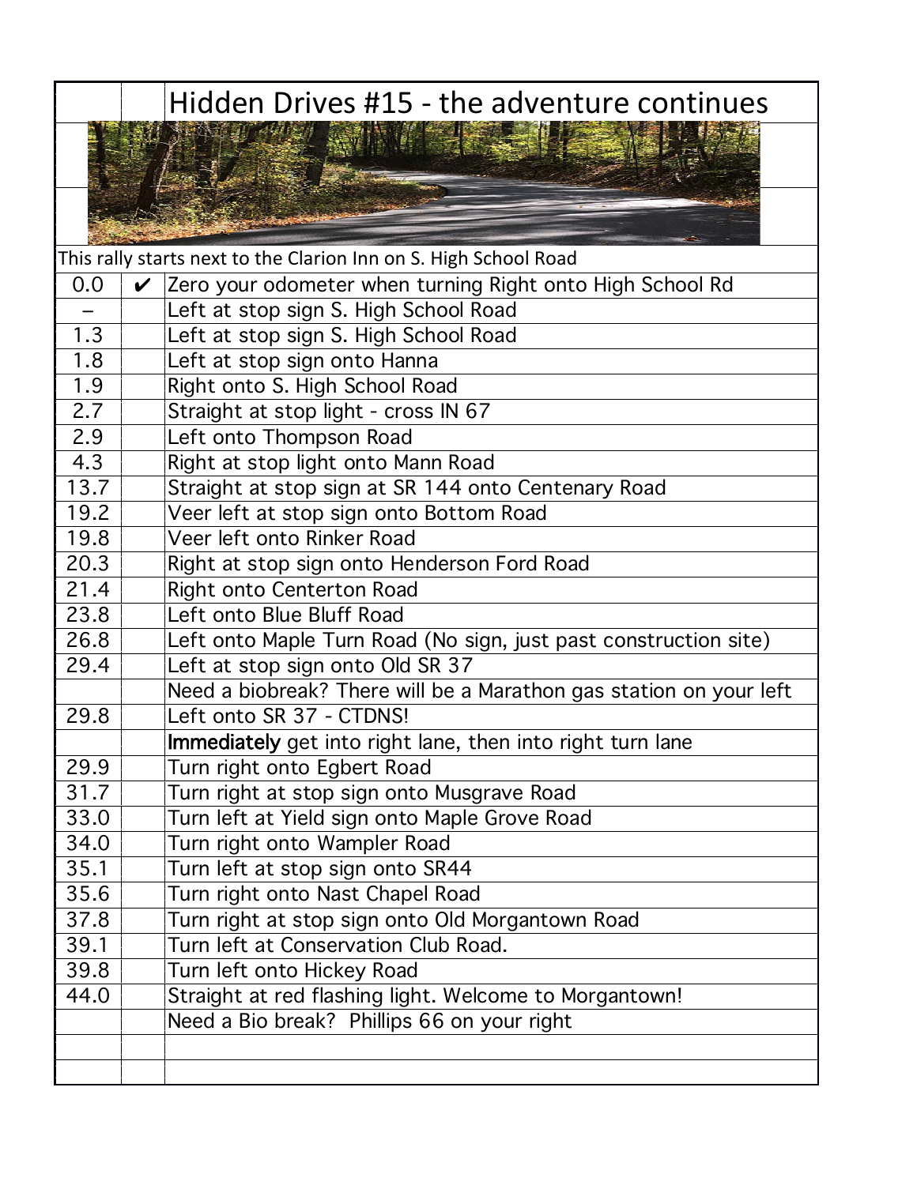# Hidden Drives #15 - the adventure continues

This rally starts next to the Clarion Inn on S. High School Road

| | | |
|---|---|---|
| 0.0 | ✔ | Zero your odometer when turning Right onto High School Rd |
| – | | Left at stop sign S. High School Road |
| 1.3 | | Left at stop sign S. High School Road |
| 1.8 | | Left at stop sign onto Hanna |
| 1.9 | | Right onto S. High School Road |
| 2.7 | | Straight at stop light - cross IN 67 |
| 2.9 | | Left onto Thompson Road |
| 4.3 | | Right at stop light onto Mann Road |
| 13.7 | | Straight at stop sign at SR 144 onto Centenary Road |
| 19.2 | | Veer left at stop sign onto Bottom Road |
| 19.8 | | Veer left onto Rinker Road |
| 20.3 | | Right at stop sign onto Henderson Ford Road |
| 21.4 | | Right onto Centerton Road |
| 23.8 | | Left onto Blue Bluff Road |
| 26.8 | | Left onto Maple Turn Road (No sign, just past construction site) |
| 29.4 | | Left at stop sign onto Old SR 37 |
| | | Need a biobreak? There will be a Marathon gas station on your left |
| 29.8 | | Left onto SR 37 - CTDNS! |
| | | **Immediately** get into right lane, then into right turn lane |
| 29.9 | | Turn right onto Egbert Road |
| 31.7 | | Turn right at stop sign onto Musgrave Road |
| 33.0 | | Turn left at Yield sign onto Maple Grove Road |
| 34.0 | | Turn right onto Wampler Road |
| 35.1 | | Turn left at stop sign onto SR44 |
| 35.6 | | Turn right onto Nast Chapel Road |
| 37.8 | | Turn right at stop sign onto Old Morgantown Road |
| 39.1 | | Turn left at Conservation Club Road. |
| 39.8 | | Turn left onto Hickey Road |
| 44.0 | | Straight at red flashing light. Welcome to Morgantown! |
| | | Need a Bio break? Phillips 66 on your right |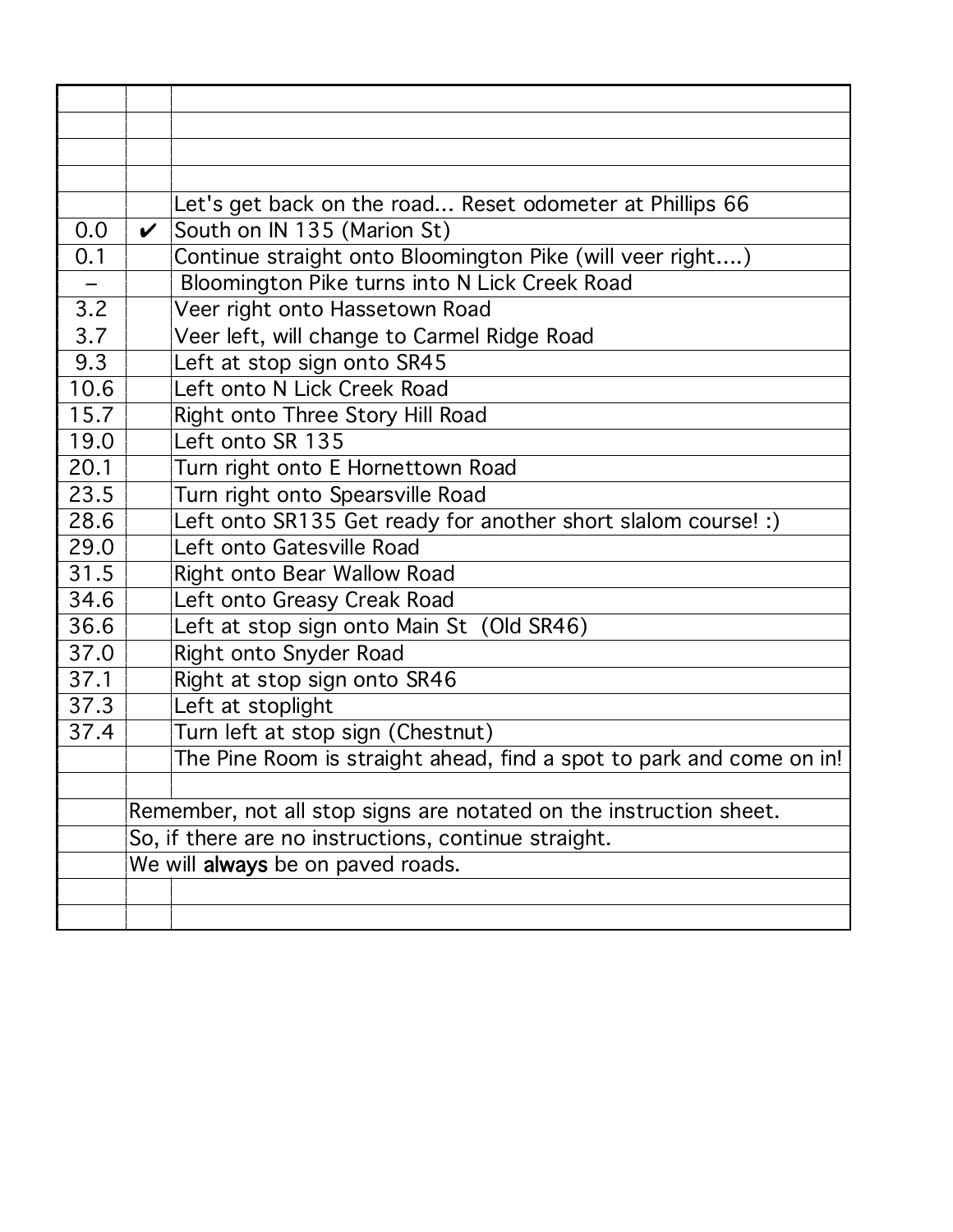| | | |
|---|---|---|
| | | |
| | | |
| | | |
| | | |
| | | Let's get back on the road... Reset odometer at Phillips 66 |
| 0.0 | ✔ | South on IN 135 (Marion St) |
| 0.1 | | Continue straight onto Bloomington Pike (will veer right....) |
| – | | Bloomington Pike turns into N Lick Creek Road |
| 3.2 | | Veer right onto Hassetown Road |
| 3.7 | | Veer left, will change to Carmel Ridge Road |
| 9.3 | | Left at stop sign onto SR45 |
| 10.6 | | Left onto N Lick Creek Road |
| 15.7 | | Right onto Three Story Hill Road |
| 19.0 | | Left onto SR 135 |
| 20.1 | | Turn right onto E Hornettown Road |
| 23.5 | | Turn right onto Spearsville Road |
| 28.6 | | Left onto SR135 Get ready for another short slalom course! :) |
| 29.0 | | Left onto Gatesville Road |
| 31.5 | | Right onto Bear Wallow Road |
| 34.6 | | Left onto Greasy Creek Road |
| 36.6 | | Left at stop sign onto Main St (Old SR46) |
| 37.0 | | Right onto Snyder Road |
| 37.1 | | Right at stop sign onto SR46 |
| 37.3 | | Left at stoplight |
| 37.4 | | Turn left at stop sign (Chestnut) |
| | | The Pine Room is straight ahead, find a spot to park and come on in! |
| | | |
| | Remember, not all stop signs are notated on the instruction sheet. | |
| | So, if there are no instructions, continue straight. | |
| | We will **always** be on paved roads. | |
| | | |
| | | |